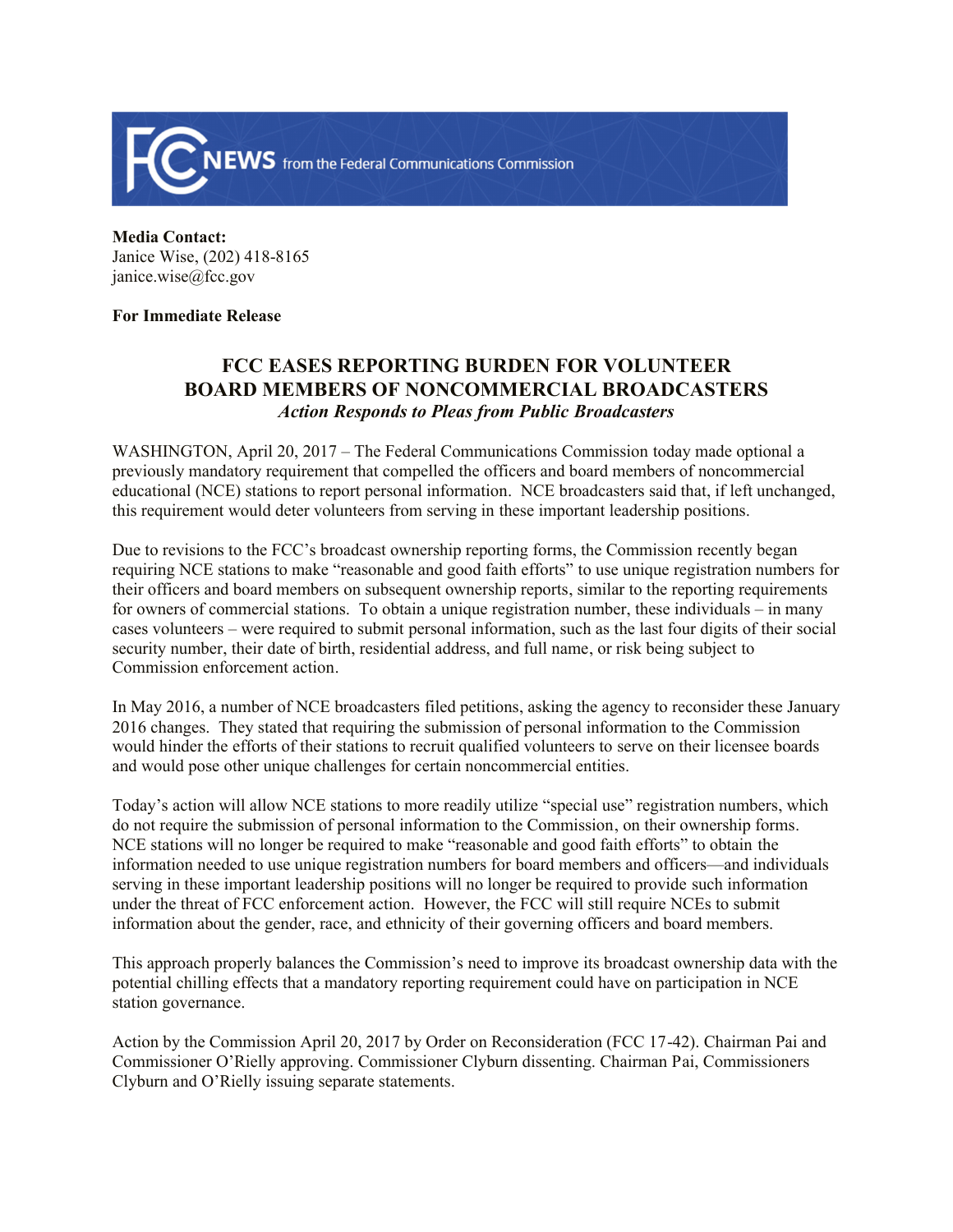**Media Contact:**
Janice Wise, (202) 418-8165
janice.wise@fcc.gov

**For Immediate Release**

# FCC EASES REPORTING BURDEN FOR VOLUNTEER BOARD MEMBERS OF NONCOMMERCIAL BROADCASTERS

*Action Responds to Pleas from Public Broadcasters*

WASHINGTON, April 20, 2017 – The Federal Communications Commission today made optional a previously mandatory requirement that compelled the officers and board members of noncommercial educational (NCE) stations to report personal information. NCE broadcasters said that, if left unchanged, this requirement would deter volunteers from serving in these important leadership positions.

Due to revisions to the FCC's broadcast ownership reporting forms, the Commission recently began requiring NCE stations to make "reasonable and good faith efforts" to use unique registration numbers for their officers and board members on subsequent ownership reports, similar to the reporting requirements for owners of commercial stations. To obtain a unique registration number, these individuals – in many cases volunteers – were required to submit personal information, such as the last four digits of their social security number, their date of birth, residential address, and full name, or risk being subject to Commission enforcement action.

In May 2016, a number of NCE broadcasters filed petitions, asking the agency to reconsider these January 2016 changes. They stated that requiring the submission of personal information to the Commission would hinder the efforts of their stations to recruit qualified volunteers to serve on their licensee boards and would pose other unique challenges for certain noncommercial entities.

Today's action will allow NCE stations to more readily utilize "special use" registration numbers, which do not require the submission of personal information to the Commission, on their ownership forms. NCE stations will no longer be required to make "reasonable and good faith efforts" to obtain the information needed to use unique registration numbers for board members and officers—and individuals serving in these important leadership positions will no longer be required to provide such information under the threat of FCC enforcement action. However, the FCC will still require NCEs to submit information about the gender, race, and ethnicity of their governing officers and board members.

This approach properly balances the Commission's need to improve its broadcast ownership data with the potential chilling effects that a mandatory reporting requirement could have on participation in NCE station governance.

Action by the Commission April 20, 2017 by Order on Reconsideration (FCC 17-42). Chairman Pai and Commissioner O'Rielly approving. Commissioner Clyburn dissenting. Chairman Pai, Commissioners Clyburn and O'Rielly issuing separate statements.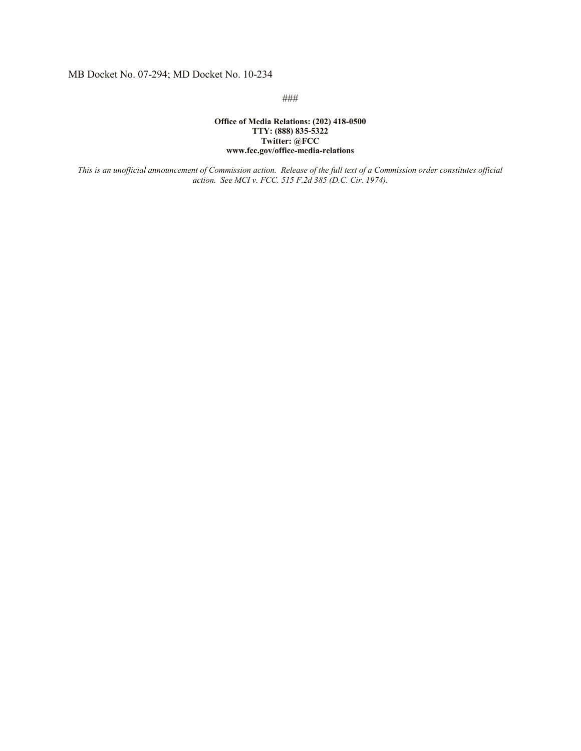MB Docket No. 07-294; MD Docket No. 10-234

###

**Office of Media Relations: (202) 418-0500**
**TTY: (888) 835-5322**
**Twitter: @FCC**
**www.fcc.gov/office-media-relations**

*This is an unofficial announcement of Commission action. Release of the full text of a Commission order constitutes official action. See MCI v. FCC. 515 F.2d 385 (D.C. Cir. 1974).*